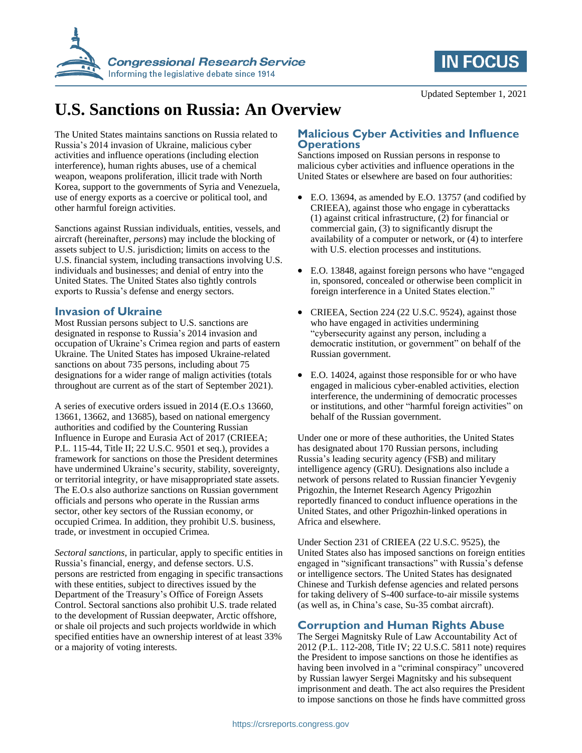Updated September 1, 2021

# U.S. Sanctions on Russia: An Overview

The United States maintains sanctions on Russia related to Russia's 2014 invasion of Ukraine, malicious cyber activities and influence operations (including election interference), human rights abuses, use of a chemical weapon, weapons proliferation, illicit trade with North Korea, support to the governments of Syria and Venezuela, use of energy exports as a coercive or political tool, and other harmful foreign activities.

Sanctions against Russian individuals, entities, vessels, and aircraft (hereinafter, *persons*) may include the blocking of assets subject to U.S. jurisdiction; limits on access to the U.S. financial system, including transactions involving U.S. individuals and businesses; and denial of entry into the United States. The United States also tightly controls exports to Russia's defense and energy sectors.

## Invasion of Ukraine

Most Russian persons subject to U.S. sanctions are designated in response to Russia's 2014 invasion and occupation of Ukraine's Crimea region and parts of eastern Ukraine. The United States has imposed Ukraine-related sanctions on about 735 persons, including about 75 designations for a wider range of malign activities (totals throughout are current as of the start of September 2021).

A series of executive orders issued in 2014 (E.O.s 13660, 13661, 13662, and 13685), based on national emergency authorities and codified by the Countering Russian Influence in Europe and Eurasia Act of 2017 (CRIEEA; P.L. 115-44, Title II; 22 U.S.C. 9501 et seq.), provides a framework for sanctions on those the President determines have undermined Ukraine's security, stability, sovereignty, or territorial integrity, or have misappropriated state assets. The E.O.s also authorize sanctions on Russian government officials and persons who operate in the Russian arms sector, other key sectors of the Russian economy, or occupied Crimea. In addition, they prohibit U.S. business, trade, or investment in occupied Crimea.

*Sectoral sanctions*, in particular, apply to specific entities in Russia's financial, energy, and defense sectors. U.S. persons are restricted from engaging in specific transactions with these entities, subject to directives issued by the Department of the Treasury's Office of Foreign Assets Control. Sectoral sanctions also prohibit U.S. trade related to the development of Russian deepwater, Arctic offshore, or shale oil projects and such projects worldwide in which specified entities have an ownership interest of at least 33% or a majority of voting interests.

## Malicious Cyber Activities and Influence Operations

Sanctions imposed on Russian persons in response to malicious cyber activities and influence operations in the United States or elsewhere are based on four authorities:

- E.O. 13694, as amended by E.O. 13757 (and codified by CRIEEA), against those who engage in cyberattacks (1) against critical infrastructure, (2) for financial or commercial gain, (3) to significantly disrupt the availability of a computer or network, or (4) to interfere with U.S. election processes and institutions.
- E.O. 13848, against foreign persons who have "engaged in, sponsored, concealed or otherwise been complicit in foreign interference in a United States election."
- CRIEEA, Section 224 (22 U.S.C. 9524), against those who have engaged in activities undermining "cybersecurity against any person, including a democratic institution, or government" on behalf of the Russian government.
- E.O. 14024, against those responsible for or who have engaged in malicious cyber-enabled activities, election interference, the undermining of democratic processes or institutions, and other "harmful foreign activities" on behalf of the Russian government.

Under one or more of these authorities, the United States has designated about 170 Russian persons, including Russia's leading security agency (FSB) and military intelligence agency (GRU). Designations also include a network of persons related to Russian financier Yevgeniy Prigozhin, the Internet Research Agency Prigozhin reportedly financed to conduct influence operations in the United States, and other Prigozhin-linked operations in Africa and elsewhere.

Under Section 231 of CRIEEA (22 U.S.C. 9525), the United States also has imposed sanctions on foreign entities engaged in "significant transactions" with Russia's defense or intelligence sectors. The United States has designated Chinese and Turkish defense agencies and related persons for taking delivery of S-400 surface-to-air missile systems (as well as, in China's case, Su-35 combat aircraft).

## Corruption and Human Rights Abuse

The Sergei Magnitsky Rule of Law Accountability Act of 2012 (P.L. 112-208, Title IV; 22 U.S.C. 5811 note) requires the President to impose sanctions on those he identifies as having been involved in a "criminal conspiracy" uncovered by Russian lawyer Sergei Magnitsky and his subsequent imprisonment and death. The act also requires the President to impose sanctions on those he finds have committed gross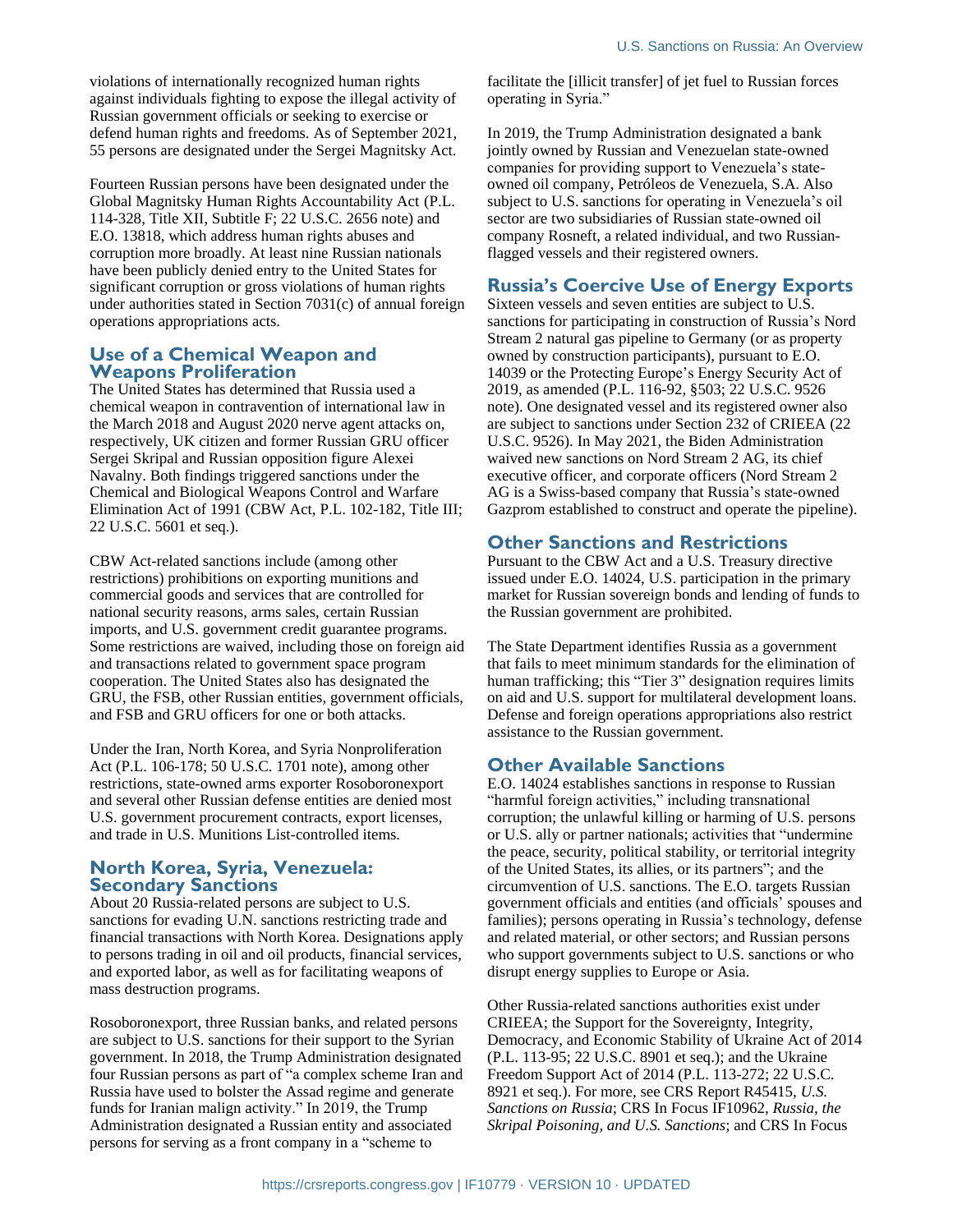violations of internationally recognized human rights against individuals fighting to expose the illegal activity of Russian government officials or seeking to exercise or defend human rights and freedoms. As of September 2021, 55 persons are designated under the Sergei Magnitsky Act.

Fourteen Russian persons have been designated under the Global Magnitsky Human Rights Accountability Act (P.L. 114-328, Title XII, Subtitle F; 22 U.S.C. 2656 note) and E.O. 13818, which address human rights abuses and corruption more broadly. At least nine Russian nationals have been publicly denied entry to the United States for significant corruption or gross violations of human rights under authorities stated in Section 7031(c) of annual foreign operations appropriations acts.

## Use of a Chemical Weapon and Weapons Proliferation

The United States has determined that Russia used a chemical weapon in contravention of international law in the March 2018 and August 2020 nerve agent attacks on, respectively, UK citizen and former Russian GRU officer Sergei Skripal and Russian opposition figure Alexei Navalny. Both findings triggered sanctions under the Chemical and Biological Weapons Control and Warfare Elimination Act of 1991 (CBW Act, P.L. 102-182, Title III; 22 U.S.C. 5601 et seq.).

CBW Act-related sanctions include (among other restrictions) prohibitions on exporting munitions and commercial goods and services that are controlled for national security reasons, arms sales, certain Russian imports, and U.S. government credit guarantee programs. Some restrictions are waived, including those on foreign aid and transactions related to government space program cooperation. The United States also has designated the GRU, the FSB, other Russian entities, government officials, and FSB and GRU officers for one or both attacks.

Under the Iran, North Korea, and Syria Nonproliferation Act (P.L. 106-178; 50 U.S.C. 1701 note), among other restrictions, state-owned arms exporter Rosoboronexport and several other Russian defense entities are denied most U.S. government procurement contracts, export licenses, and trade in U.S. Munitions List-controlled items.

## North Korea, Syria, Venezuela: Secondary Sanctions

About 20 Russia-related persons are subject to U.S. sanctions for evading U.N. sanctions restricting trade and financial transactions with North Korea. Designations apply to persons trading in oil and oil products, financial services, and exported labor, as well as for facilitating weapons of mass destruction programs.

Rosoboronexport, three Russian banks, and related persons are subject to U.S. sanctions for their support to the Syrian government. In 2018, the Trump Administration designated four Russian persons as part of "a complex scheme Iran and Russia have used to bolster the Assad regime and generate funds for Iranian malign activity." In 2019, the Trump Administration designated a Russian entity and associated persons for serving as a front company in a "scheme to facilitate the [illicit transfer] of jet fuel to Russian forces operating in Syria."

In 2019, the Trump Administration designated a bank jointly owned by Russian and Venezuelan state-owned companies for providing support to Venezuela's state-owned oil company, Petróleos de Venezuela, S.A. Also subject to U.S. sanctions for operating in Venezuela's oil sector are two subsidiaries of Russian state-owned oil company Rosneft, a related individual, and two Russian-flagged vessels and their registered owners.

## Russia's Coercive Use of Energy Exports

Sixteen vessels and seven entities are subject to U.S. sanctions for participating in construction of Russia's Nord Stream 2 natural gas pipeline to Germany (or as property owned by construction participants), pursuant to E.O. 14039 or the Protecting Europe's Energy Security Act of 2019, as amended (P.L. 116-92, §503; 22 U.S.C. 9526 note). One designated vessel and its registered owner also are subject to sanctions under Section 232 of CRIEEA (22 U.S.C. 9526). In May 2021, the Biden Administration waived new sanctions on Nord Stream 2 AG, its chief executive officer, and corporate officers (Nord Stream 2 AG is a Swiss-based company that Russia's state-owned Gazprom established to construct and operate the pipeline).

## Other Sanctions and Restrictions

Pursuant to the CBW Act and a U.S. Treasury directive issued under E.O. 14024, U.S. participation in the primary market for Russian sovereign bonds and lending of funds to the Russian government are prohibited.

The State Department identifies Russia as a government that fails to meet minimum standards for the elimination of human trafficking; this "Tier 3" designation requires limits on aid and U.S. support for multilateral development loans. Defense and foreign operations appropriations also restrict assistance to the Russian government.

## Other Available Sanctions

E.O. 14024 establishes sanctions in response to Russian "harmful foreign activities," including transnational corruption; the unlawful killing or harming of U.S. persons or U.S. ally or partner nationals; activities that "undermine the peace, security, political stability, or territorial integrity of the United States, its allies, or its partners"; and the circumvention of U.S. sanctions. The E.O. targets Russian government officials and entities (and officials' spouses and families); persons operating in Russia's technology, defense and related material, or other sectors; and Russian persons who support governments subject to U.S. sanctions or who disrupt energy supplies to Europe or Asia.

Other Russia-related sanctions authorities exist under CRIEEA; the Support for the Sovereignty, Integrity, Democracy, and Economic Stability of Ukraine Act of 2014 (P.L. 113-95; 22 U.S.C. 8901 et seq.); and the Ukraine Freedom Support Act of 2014 (P.L. 113-272; 22 U.S.C. 8921 et seq.). For more, see CRS Report R45415, *U.S. Sanctions on Russia*; CRS In Focus IF10962, *Russia, the Skripal Poisoning, and U.S. Sanctions*; and CRS In Focus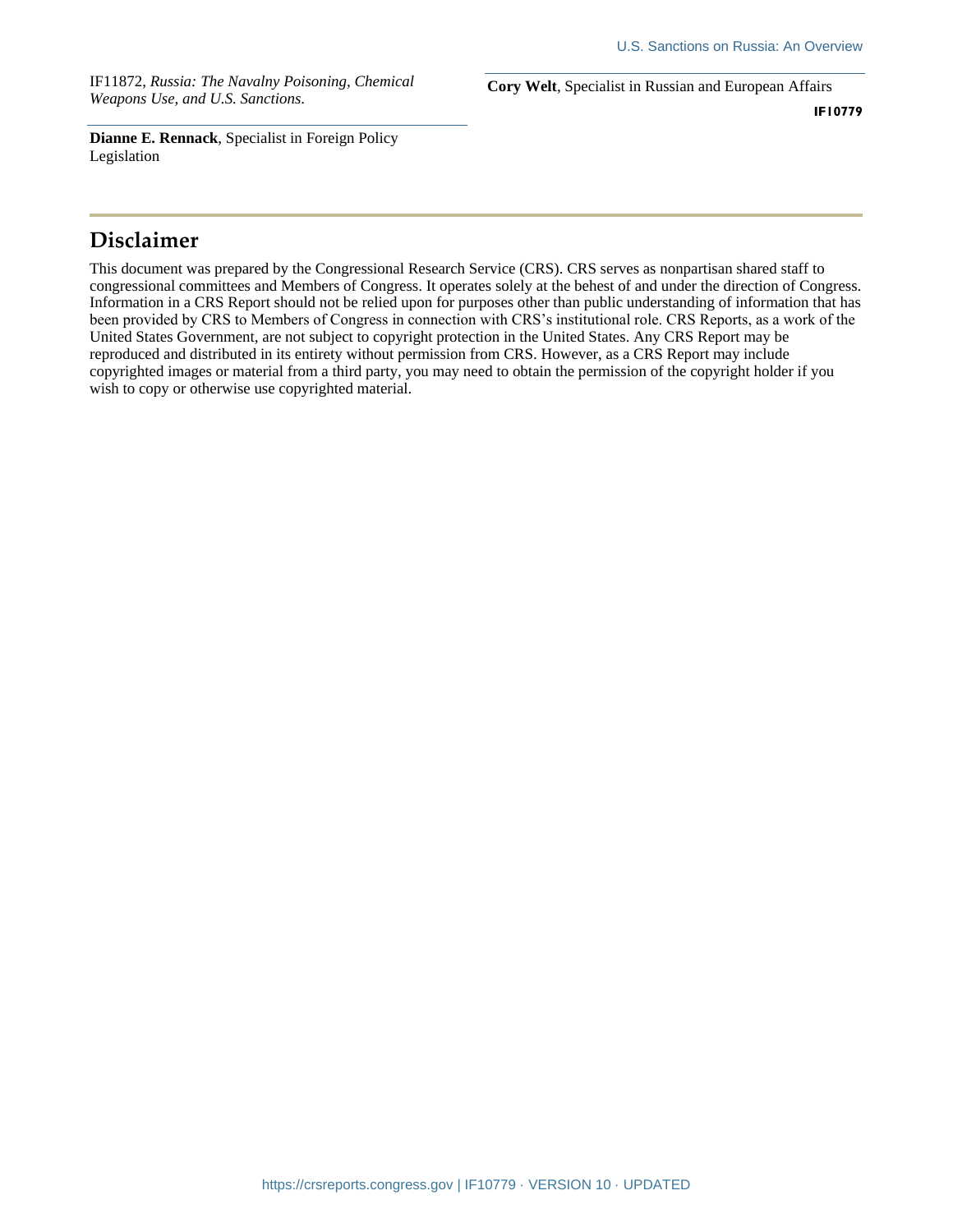IF11872, *Russia: The Navalny Poisoning, Chemical Weapons Use, and U.S. Sanctions*.

**Cory Welt**, Specialist in Russian and European Affairs

**Dianne E. Rennack**, Specialist in Foreign Policy Legislation

IF10779

## Disclaimer

This document was prepared by the Congressional Research Service (CRS). CRS serves as nonpartisan shared staff to congressional committees and Members of Congress. It operates solely at the behest of and under the direction of Congress. Information in a CRS Report should not be relied upon for purposes other than public understanding of information that has been provided by CRS to Members of Congress in connection with CRS's institutional role. CRS Reports, as a work of the United States Government, are not subject to copyright protection in the United States. Any CRS Report may be reproduced and distributed in its entirety without permission from CRS. However, as a CRS Report may include copyrighted images or material from a third party, you may need to obtain the permission of the copyright holder if you wish to copy or otherwise use copyrighted material.